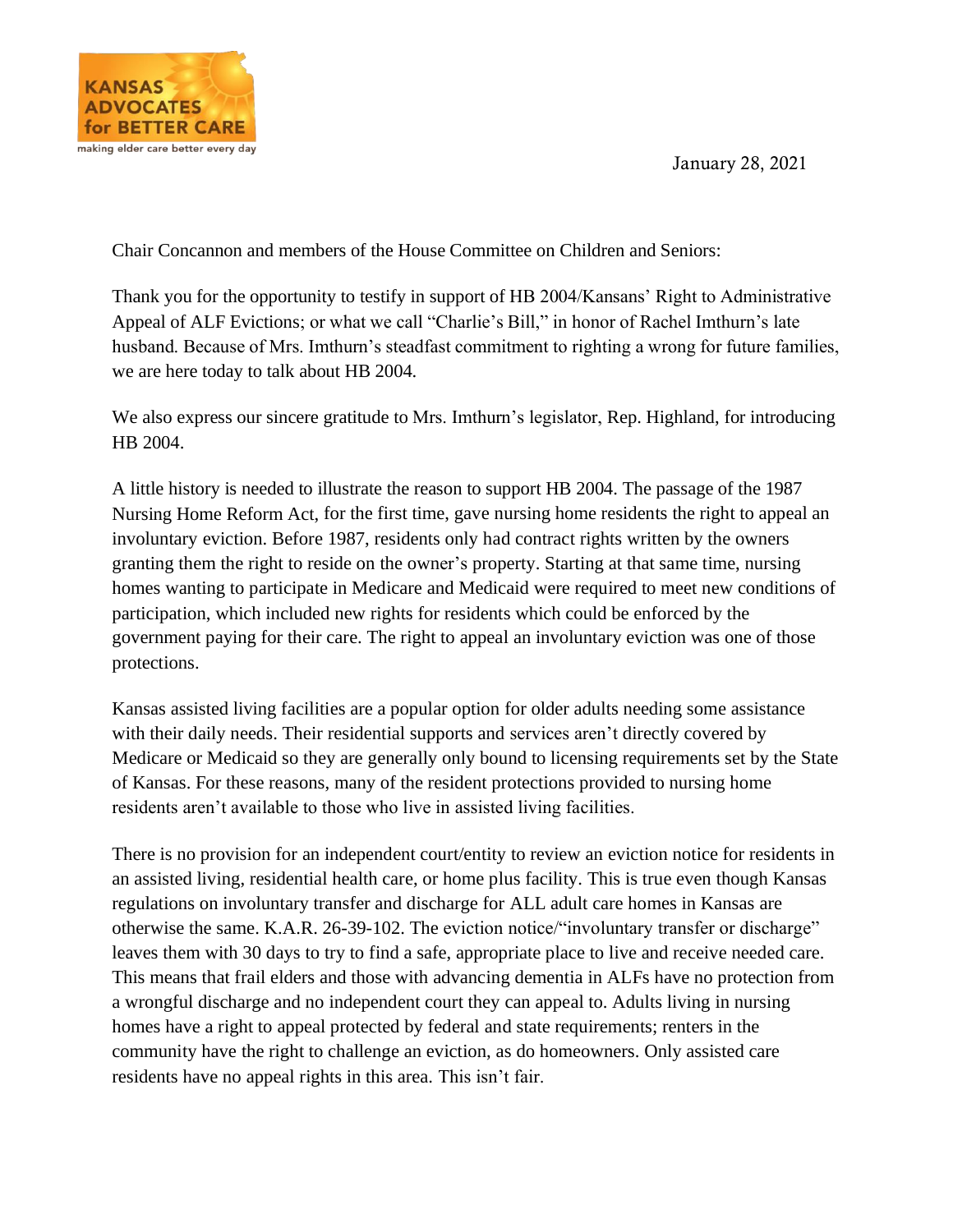KANSAS ADVOCATES for BETTER CARE
making elder care better every day

January 28, 2021

Chair Concannon and members of the House Committee on Children and Seniors:

Thank you for the opportunity to testify in support of HB 2004/Kansans' Right to Administrative Appeal of ALF Evictions; or what we call "Charlie's Bill," in honor of Rachel Imthurn's late husband. Because of Mrs. Imthurn's steadfast commitment to righting a wrong for future families, we are here today to talk about HB 2004.

We also express our sincere gratitude to Mrs. Imthurn's legislator, Rep. Highland, for introducing HB 2004.

A little history is needed to illustrate the reason to support HB 2004. The passage of the 1987 Nursing Home Reform Act, for the first time, gave nursing home residents the right to appeal an involuntary eviction. Before 1987, residents only had contract rights written by the owners granting them the right to reside on the owner's property. Starting at that same time, nursing homes wanting to participate in Medicare and Medicaid were required to meet new conditions of participation, which included new rights for residents which could be enforced by the government paying for their care. The right to appeal an involuntary eviction was one of those protections.

Kansas assisted living facilities are a popular option for older adults needing some assistance with their daily needs. Their residential supports and services aren't directly covered by Medicare or Medicaid so they are generally only bound to licensing requirements set by the State of Kansas. For these reasons, many of the resident protections provided to nursing home residents aren't available to those who live in assisted living facilities.

There is no provision for an independent court/entity to review an eviction notice for residents in an assisted living, residential health care, or home plus facility. This is true even though Kansas regulations on involuntary transfer and discharge for ALL adult care homes in Kansas are otherwise the same. K.A.R. 26-39-102. The eviction notice/"involuntary transfer or discharge" leaves them with 30 days to try to find a safe, appropriate place to live and receive needed care. This means that frail elders and those with advancing dementia in ALFs have no protection from a wrongful discharge and no independent court they can appeal to. Adults living in nursing homes have a right to appeal protected by federal and state requirements; renters in the community have the right to challenge an eviction, as do homeowners. Only assisted care residents have no appeal rights in this area. This isn't fair.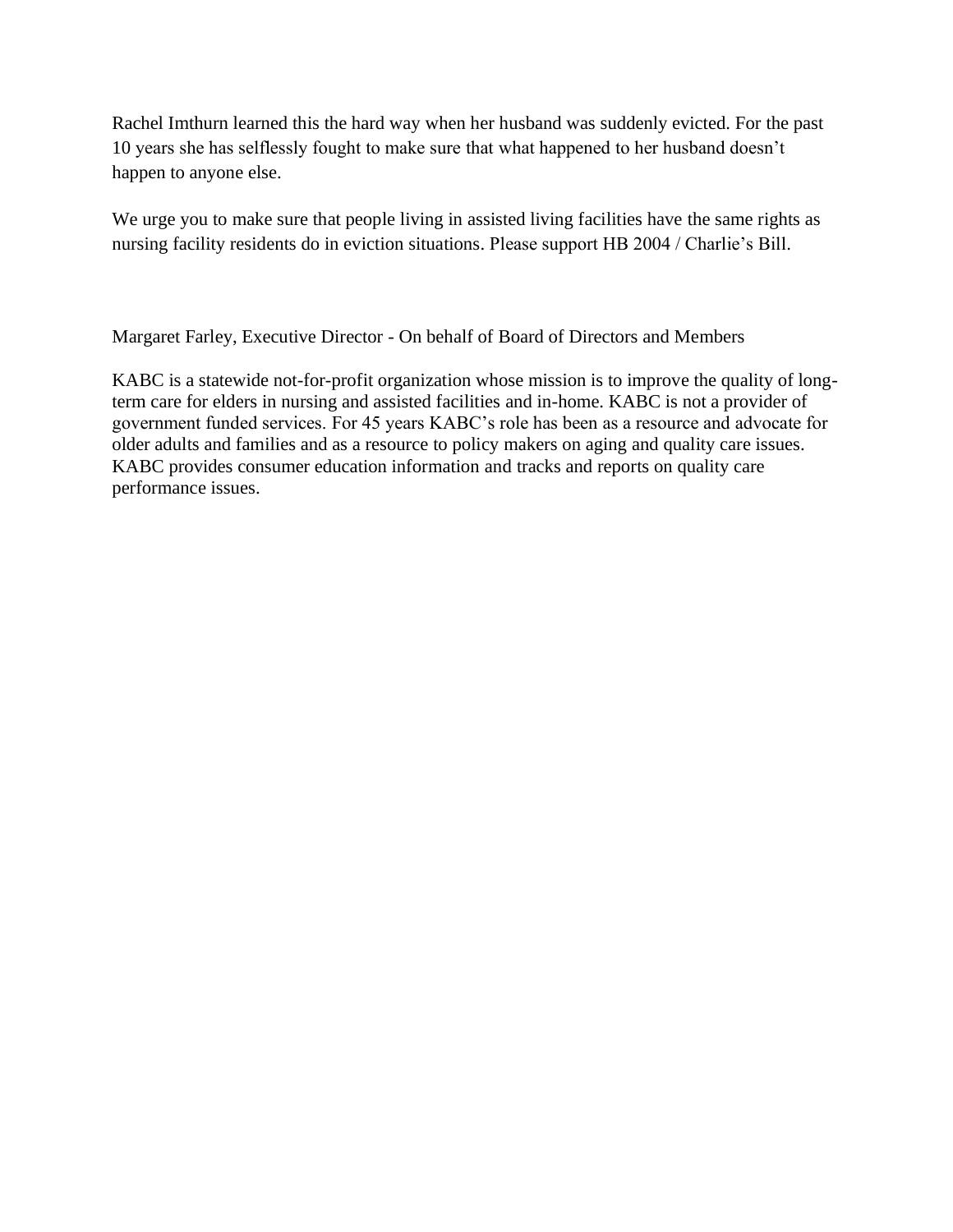Rachel Imthurn learned this the hard way when her husband was suddenly evicted. For the past 10 years she has selflessly fought to make sure that what happened to her husband doesn't happen to anyone else.

We urge you to make sure that people living in assisted living facilities have the same rights as nursing facility residents do in eviction situations. Please support HB 2004 / Charlie's Bill.

Margaret Farley, Executive Director - On behalf of Board of Directors and Members

KABC is a statewide not-for-profit organization whose mission is to improve the quality of long-term care for elders in nursing and assisted facilities and in-home. KABC is not a provider of government funded services. For 45 years KABC's role has been as a resource and advocate for older adults and families and as a resource to policy makers on aging and quality care issues. KABC provides consumer education information and tracks and reports on quality care performance issues.